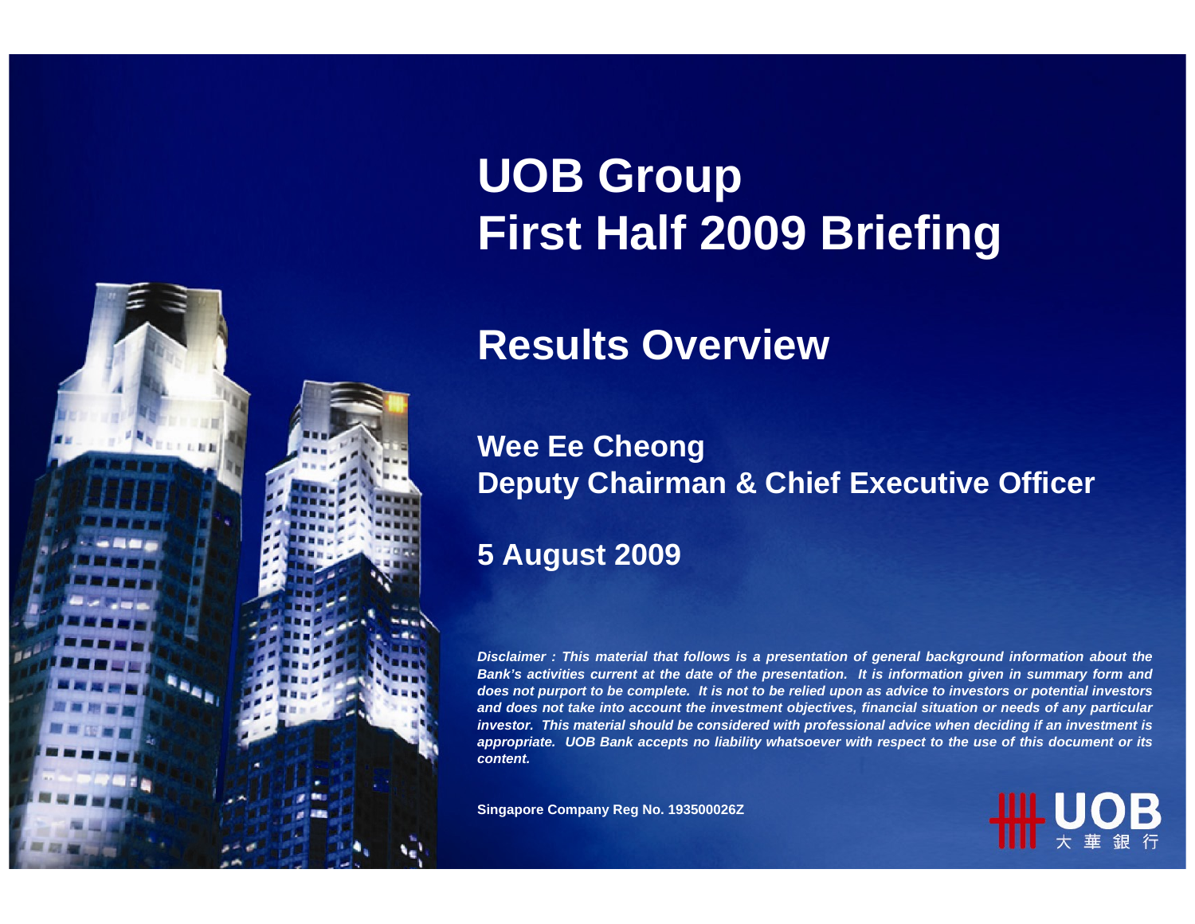# UOB Group
# First Half 2009 Briefing

## Results Overview

**Wee Ee Cheong**
**Deputy Chairman & Chief Executive Officer**

**5 August 2009**

***Disclaimer : This material that follows is a presentation of general background information about the Bank's activities current at the date of the presentation. It is information given in summary form and does not purport to be complete. It is not to be relied upon as advice to investors or potential investors and does not take into account the investment objectives, financial situation or needs of any particular investor. This material should be considered with professional advice when deciding if an investment is appropriate. UOB Bank accepts no liability whatsoever with respect to the use of this document or its content.***

**Singapore Company Reg No. 193500026Z**

UOB 大華銀行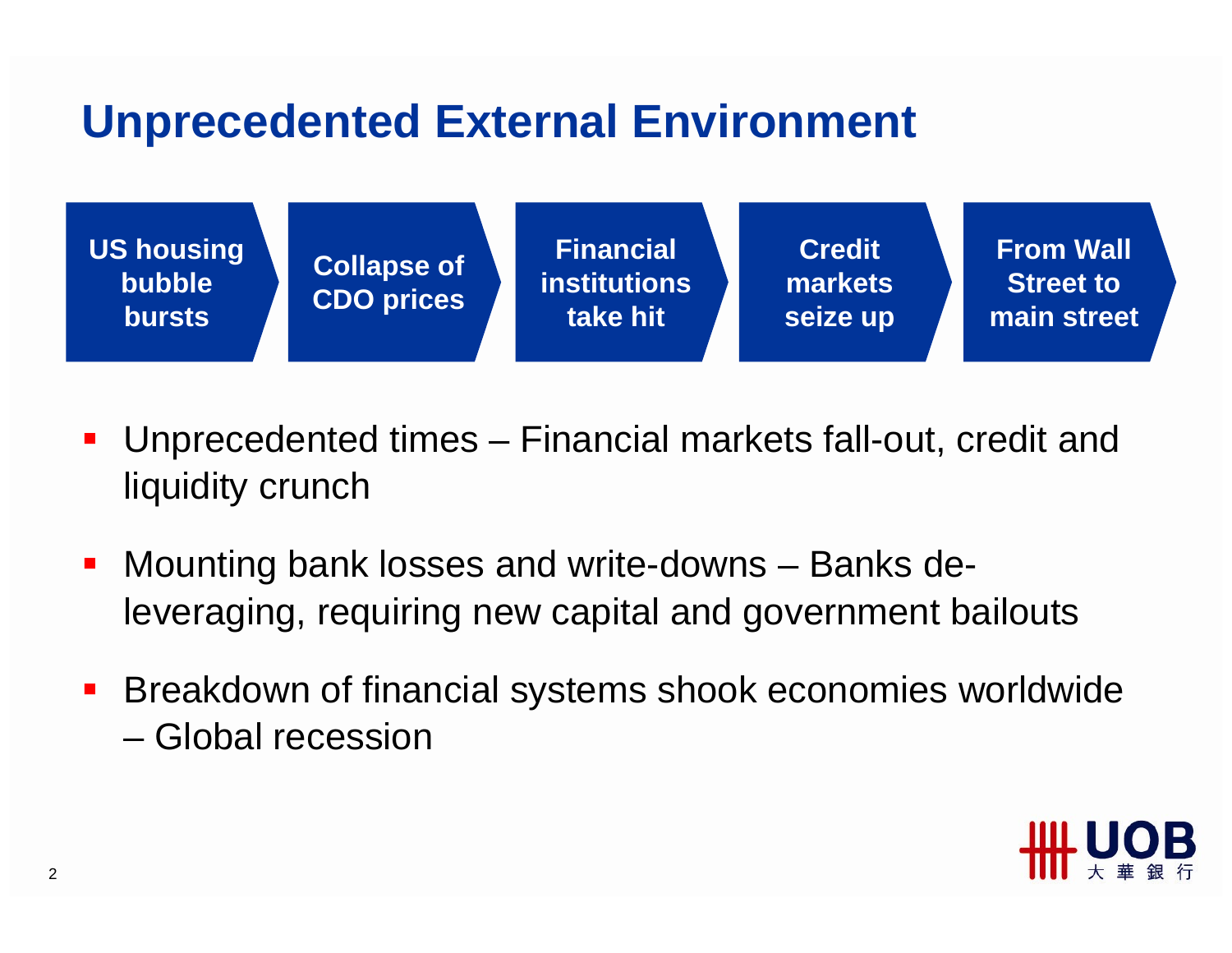# Unprecedented External Environment

US housing bubble bursts → Collapse of CDO prices → Financial institutions take hit → Credit markets seize up → From Wall Street to main street

- Unprecedented times – Financial markets fall-out, credit and liquidity crunch
- Mounting bank losses and write-downs – Banks de-leveraging, requiring new capital and government bailouts
- Breakdown of financial systems shook economies worldwide – Global recession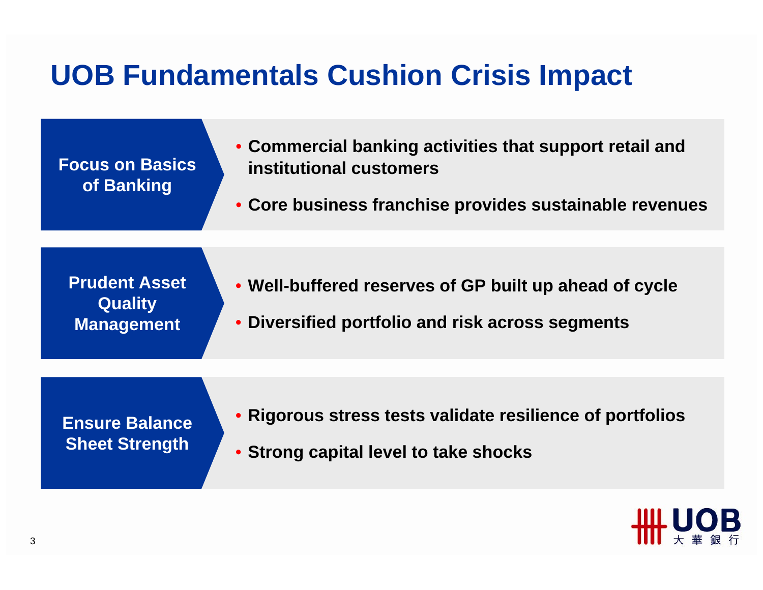# UOB Fundamentals Cushion Crisis Impact

**Focus on Basics of Banking**

- **Commercial banking activities that support retail and institutional customers**
- **Core business franchise provides sustainable revenues**

**Prudent Asset Quality Management**

- **Well-buffered reserves of GP built up ahead of cycle**
- **Diversified portfolio and risk across segments**

**Ensure Balance Sheet Strength**

- **Rigorous stress tests validate resilience of portfolios**
- **Strong capital level to take shocks**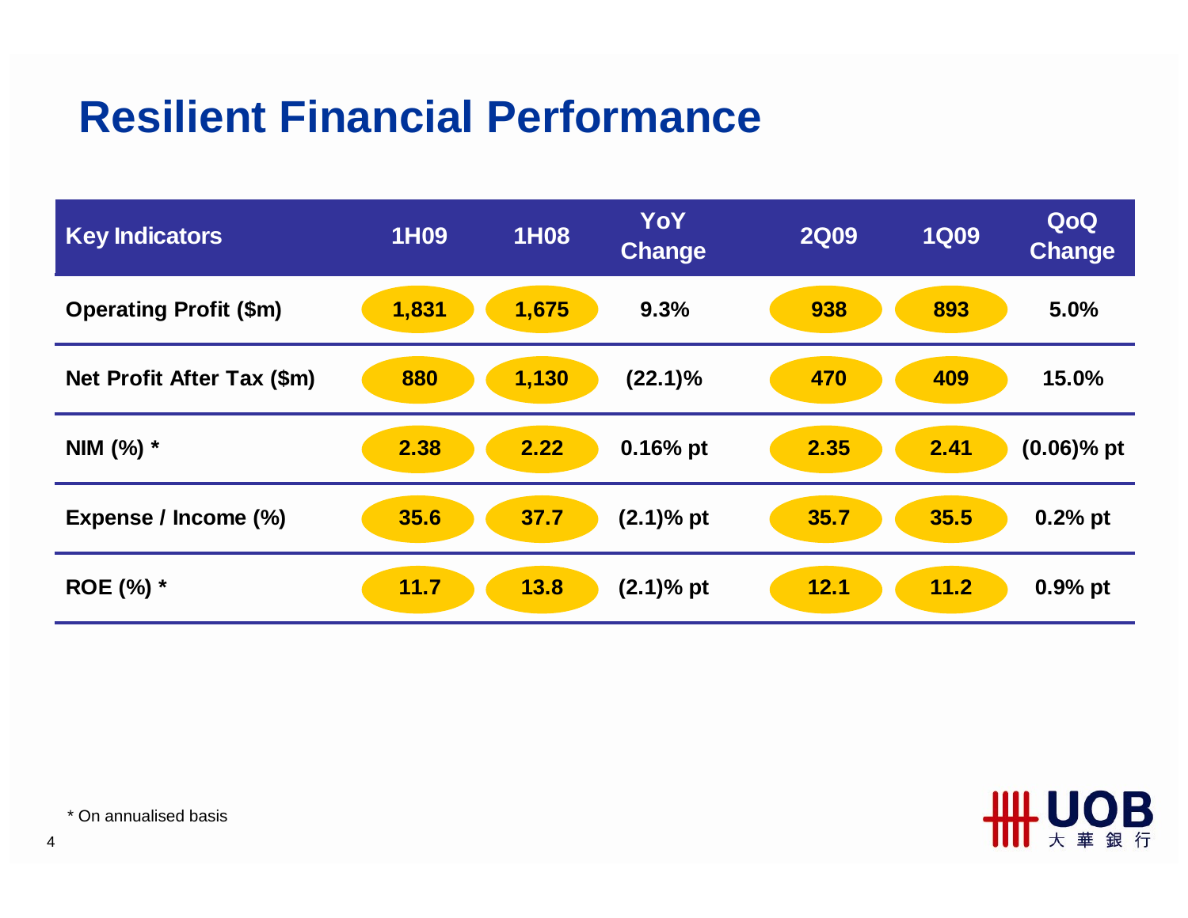# Resilient Financial Performance

| Key Indicators | 1H09 | 1H08 | YoY Change | 2Q09 | 1Q09 | QoQ Change |
|---|---|---|---|---|---|---|
| Operating Profit ($m) | 1,831 | 1,675 | 9.3% | 938 | 893 | 5.0% |
| Net Profit After Tax ($m) | 880 | 1,130 | (22.1)% | 470 | 409 | 15.0% |
| NIM (%) * | 2.38 | 2.22 | 0.16% pt | 2.35 | 2.41 | (0.06)% pt |
| Expense / Income (%) | 35.6 | 37.7 | (2.1)% pt | 35.7 | 35.5 | 0.2% pt |
| ROE (%) * | 11.7 | 13.8 | (2.1)% pt | 12.1 | 11.2 | 0.9% pt |

* On annualised basis

UOB 大華銀行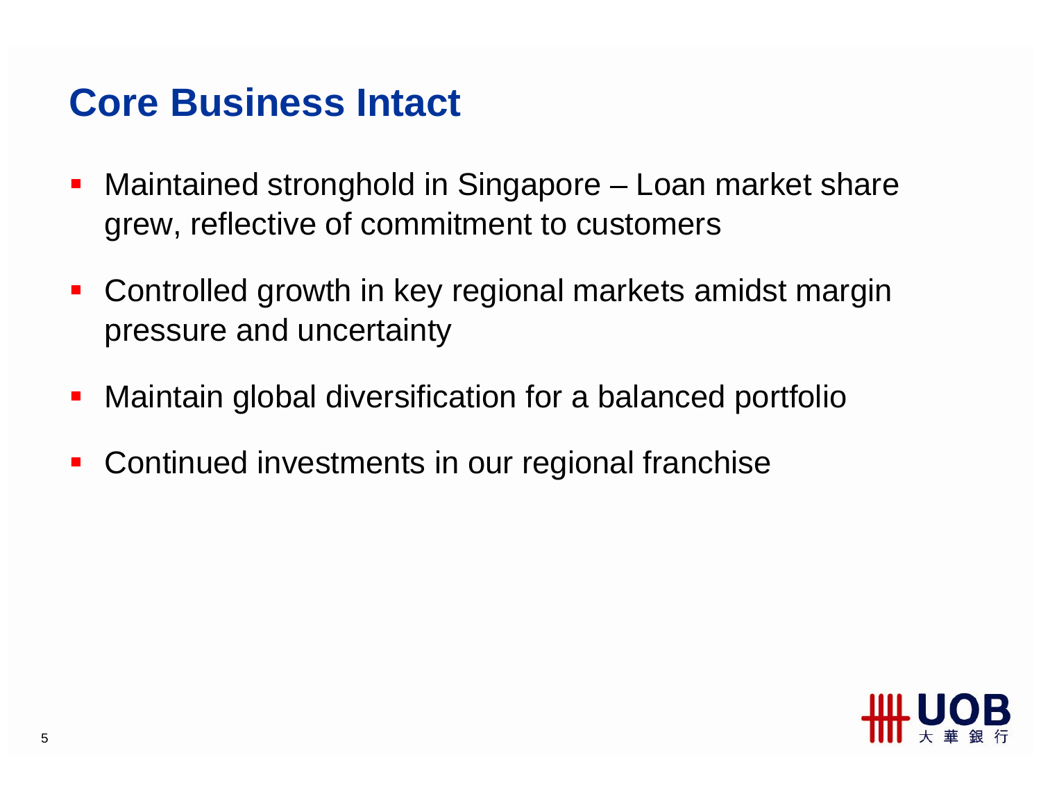# Core Business Intact

- Maintained stronghold in Singapore – Loan market share grew, reflective of commitment to customers
- Controlled growth in key regional markets amidst margin pressure and uncertainty
- Maintain global diversification for a balanced portfolio
- Continued investments in our regional franchise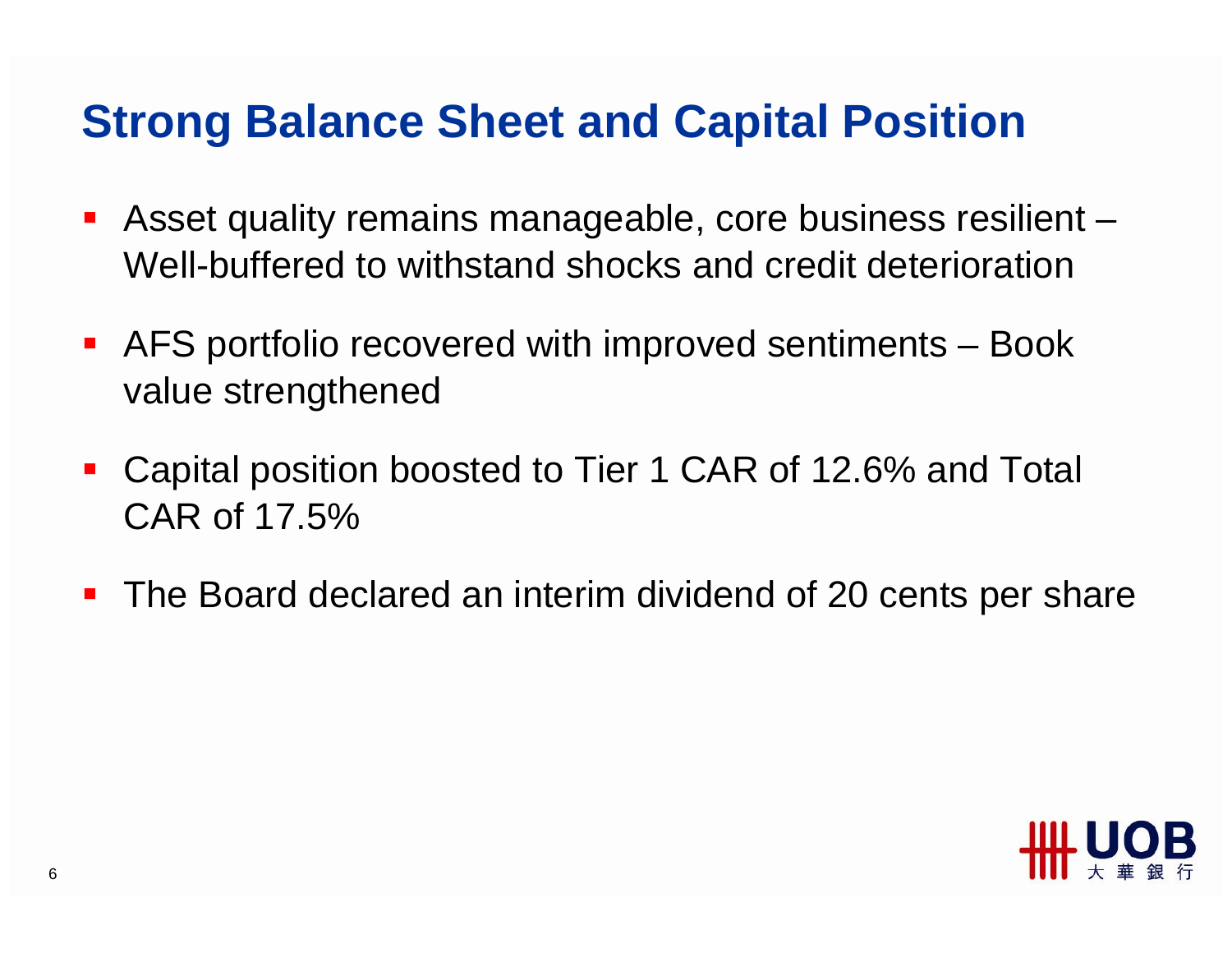# Strong Balance Sheet and Capital Position

- Asset quality remains manageable, core business resilient – Well-buffered to withstand shocks and credit deterioration
- AFS portfolio recovered with improved sentiments – Book value strengthened
- Capital position boosted to Tier 1 CAR of 12.6% and Total CAR of 17.5%
- The Board declared an interim dividend of 20 cents per share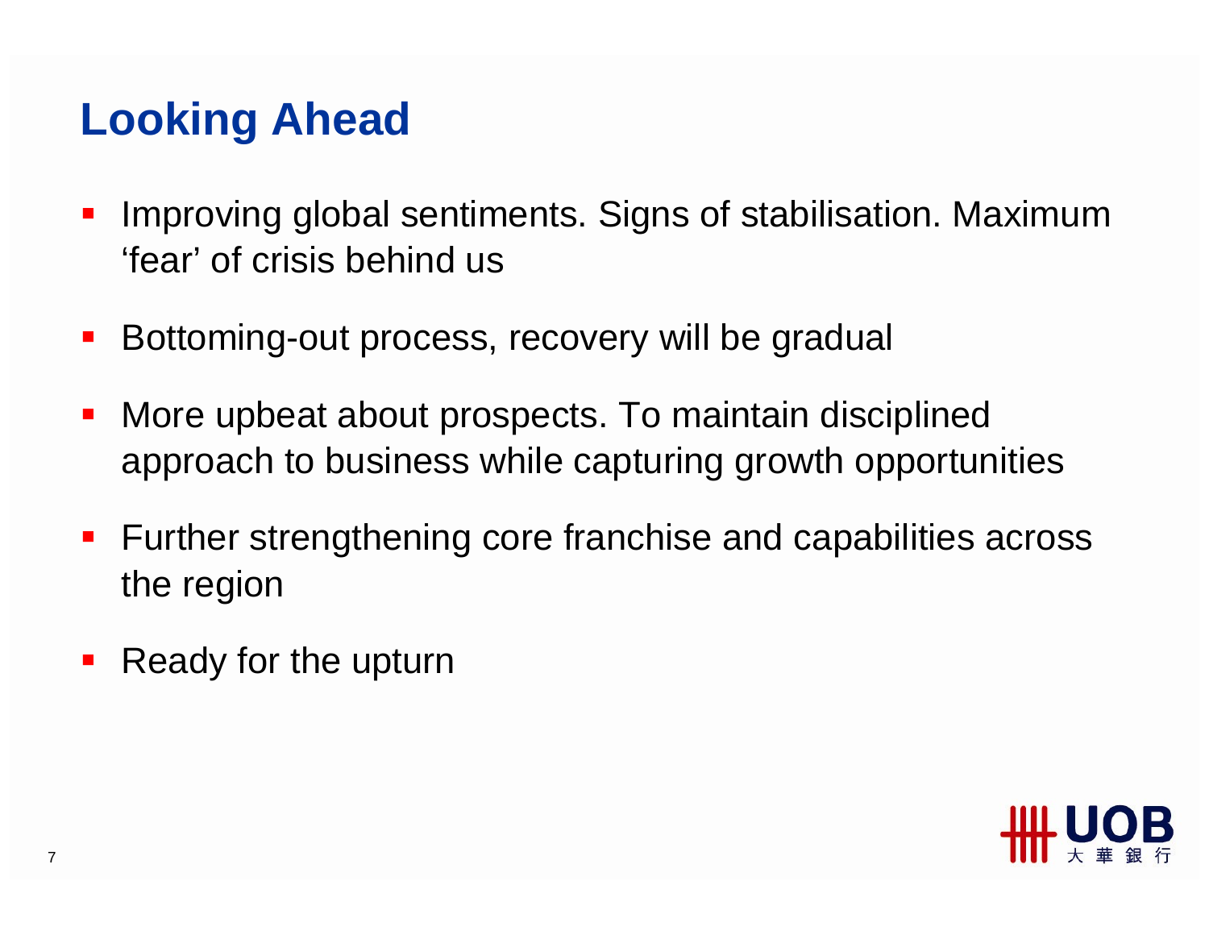# Looking Ahead

- Improving global sentiments. Signs of stabilisation. Maximum ‘fear’ of crisis behind us
- Bottoming-out process, recovery will be gradual
- More upbeat about prospects. To maintain disciplined approach to business while capturing growth opportunities
- Further strengthening core franchise and capabilities across the region
- Ready for the upturn